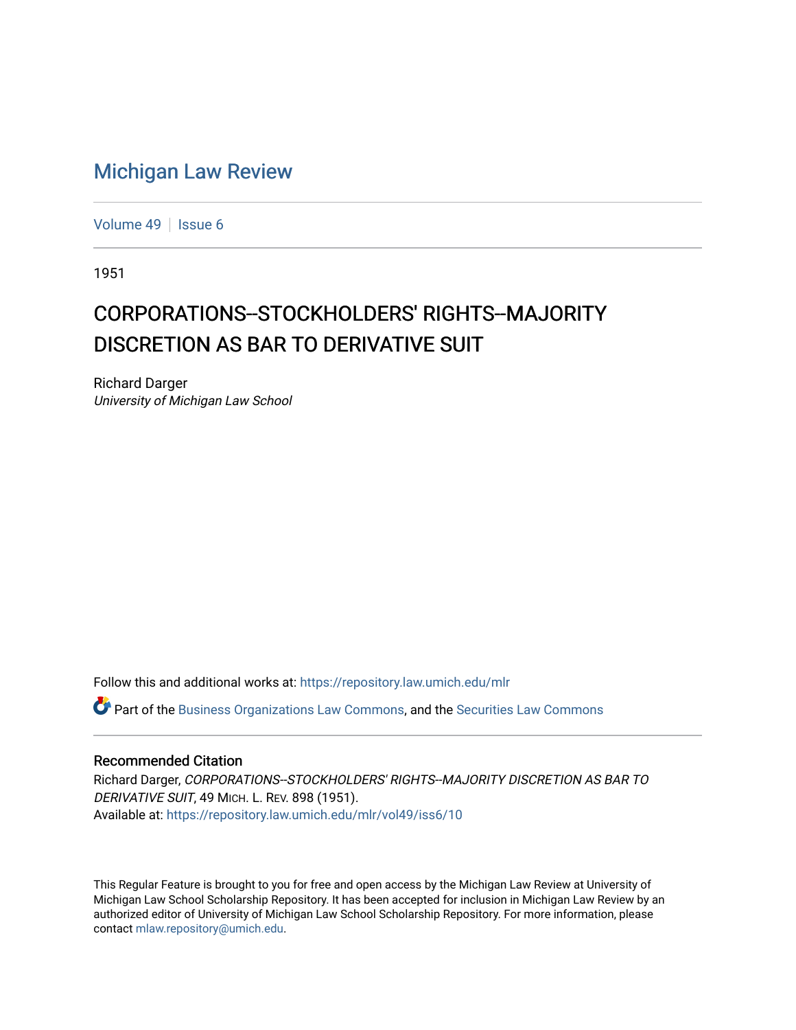# Michigan Law Review

Volume 49 | Issue 6

1951

## CORPORATIONS--STOCKHOLDERS' RIGHTS--MAJORITY DISCRETION AS BAR TO DERIVATIVE SUIT

Richard Darger
*University of Michigan Law School*

Follow this and additional works at: https://repository.law.umich.edu/mlr

Part of the Business Organizations Law Commons, and the Securities Law Commons

### Recommended Citation

Richard Darger, *CORPORATIONS--STOCKHOLDERS' RIGHTS--MAJORITY DISCRETION AS BAR TO DERIVATIVE SUIT*, 49 MICH. L. REV. 898 (1951).
Available at: https://repository.law.umich.edu/mlr/vol49/iss6/10

This Regular Feature is brought to you for free and open access by the Michigan Law Review at University of Michigan Law School Scholarship Repository. It has been accepted for inclusion in Michigan Law Review by an authorized editor of University of Michigan Law School Scholarship Repository. For more information, please contact mlaw.repository@umich.edu.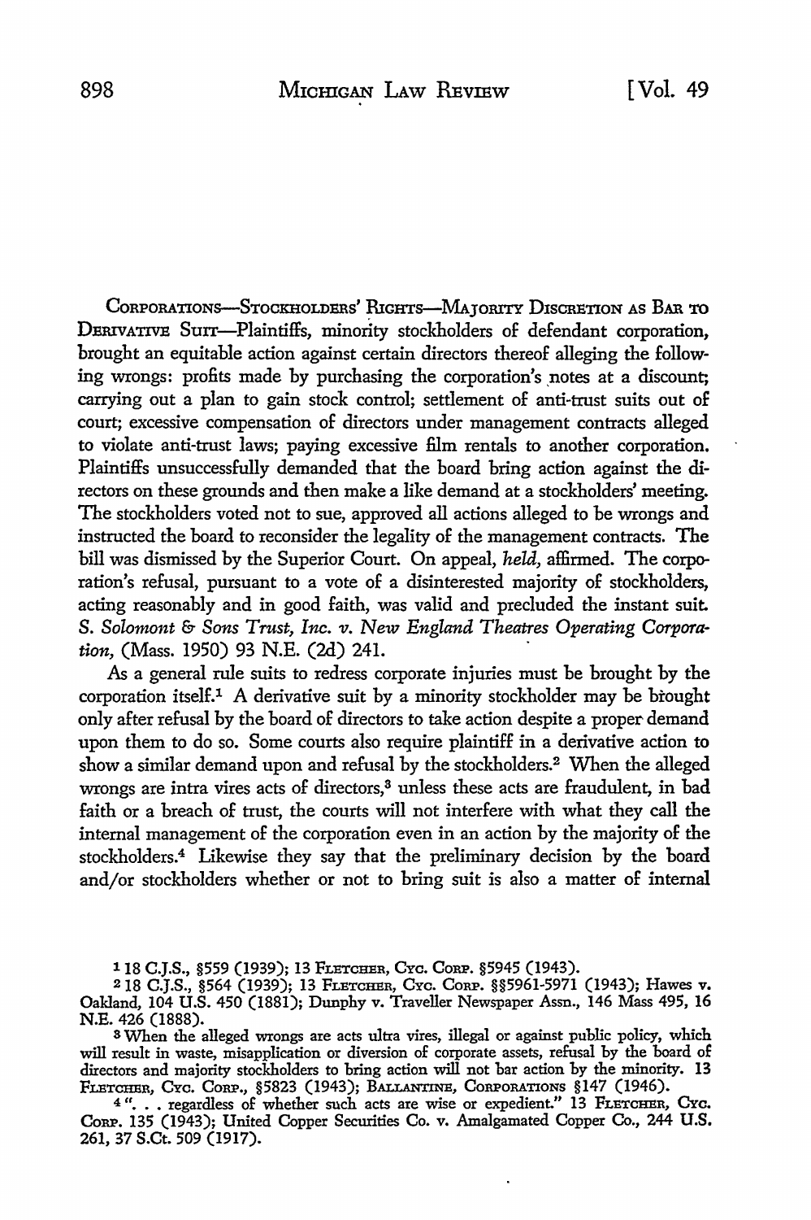CORPORATIONS—STOCKHOLDERS' RIGHTS—MAJORITY DISCRETION AS BAR TO DERIVATIVE SUIT—Plaintiffs, minority stockholders of defendant corporation, brought an equitable action against certain directors thereof alleging the following wrongs: profits made by purchasing the corporation's notes at a discount; carrying out a plan to gain stock control; settlement of anti-trust suits out of court; excessive compensation of directors under management contracts alleged to violate anti-trust laws; paying excessive film rentals to another corporation. Plaintiffs unsuccessfully demanded that the board bring action against the directors on these grounds and then make a like demand at a stockholders' meeting. The stockholders voted not to sue, approved all actions alleged to be wrongs and instructed the board to reconsider the legality of the management contracts. The bill was dismissed by the Superior Court. On appeal, *held,* affirmed. The corporation's refusal, pursuant to a vote of a disinterested majority of stockholders, acting reasonably and in good faith, was valid and precluded the instant suit. *S. Solomont & Sons Trust, Inc. v. New England Theatres Operating Corporation,* (Mass. 1950) 93 N.E. (2d) 241.

As a general rule suits to redress corporate injuries must be brought by the corporation itself.[1] A derivative suit by a minority stockholder may be brought only after refusal by the board of directors to take action despite a proper demand upon them to do so. Some courts also require plaintiff in a derivative action to show a similar demand upon and refusal by the stockholders.[2] When the alleged wrongs are intra vires acts of directors,[3] unless these acts are fraudulent, in bad faith or a breach of trust, the courts will not interfere with what they call the internal management of the corporation even in an action by the majority of the stockholders.[4] Likewise they say that the preliminary decision by the board and/or stockholders whether or not to bring suit is also a matter of internal

---

[1] 18 C.J.S., §559 (1939); 13 FLETCHER, CYC. CORP. §5945 (1943).

[2] 18 C.J.S., §564 (1939); 13 FLETCHER, CYC. CORP. §§5961-5971 (1943); Hawes v. Oakland, 104 U.S. 450 (1881); Dunphy v. Traveller Newspaper Assn., 146 Mass 495, 16 N.E. 426 (1888).

[3] When the alleged wrongs are acts ultra vires, illegal or against public policy, which will result in waste, misapplication or diversion of corporate assets, refusal by the board of directors and majority stockholders to bring action will not bar action by the minority. 13 FLETCHER, CYC. CORP., §5823 (1943); BALLANTINE, CORPORATIONS §147 (1946).

[4] ". . . regardless of whether such acts are wise or expedient." 13 FLETCHER, CYC. CORP. 135 (1943); United Copper Securities Co. v. Amalgamated Copper Co., 244 U.S. 261, 37 S.Ct. 509 (1917).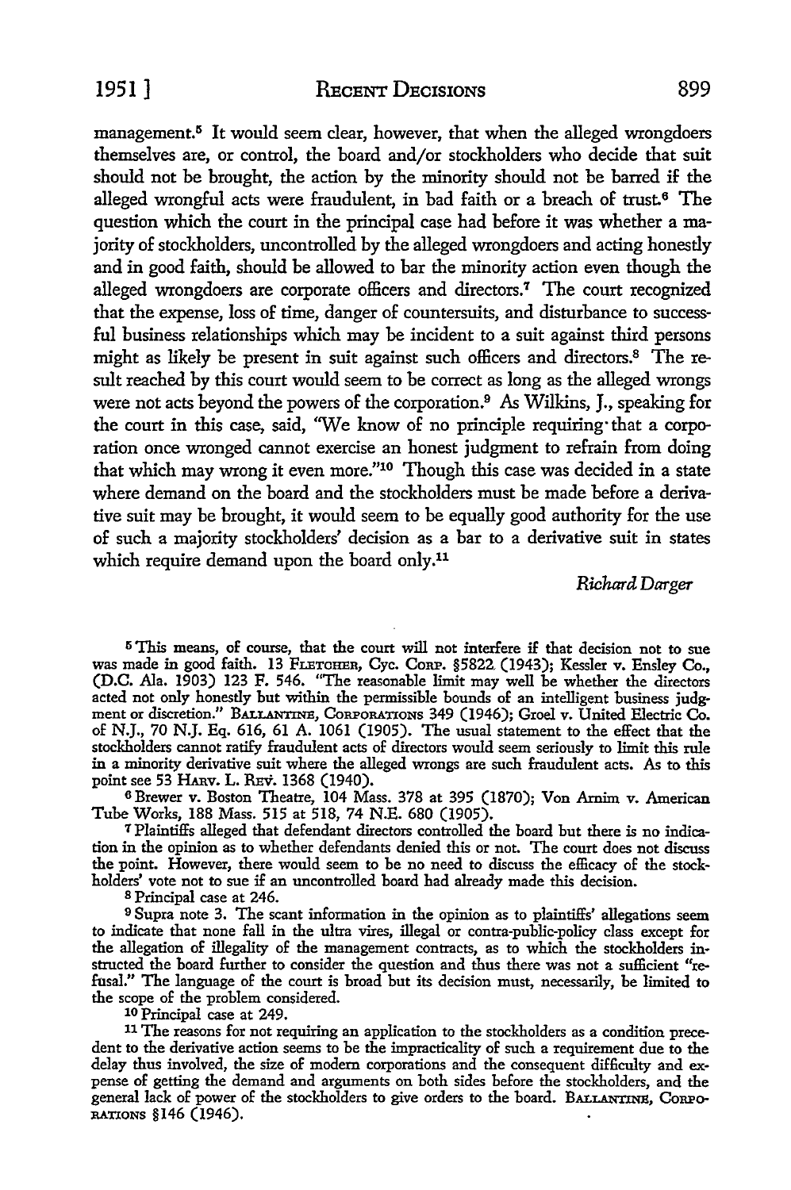management.[5] It would seem clear, however, that when the alleged wrongdoers themselves are, or control, the board and/or stockholders who decide that suit should not be brought, the action by the minority should not be barred if the alleged wrongful acts were fraudulent, in bad faith or a breach of trust.[6] The question which the court in the principal case had before it was whether a majority of stockholders, uncontrolled by the alleged wrongdoers and acting honestly and in good faith, should be allowed to bar the minority action even though the alleged wrongdoers are corporate officers and directors.[7] The court recognized that the expense, loss of time, danger of countersuits, and disturbance to successful business relationships which may be incident to a suit against third persons might as likely be present in suit against such officers and directors.[8] The result reached by this court would seem to be correct as long as the alleged wrongs were not acts beyond the powers of the corporation.[9] As Wilkins, J., speaking for the court in this case, said, "We know of no principle requiring that a corporation once wronged cannot exercise an honest judgment to refrain from doing that which may wrong it even more."[10] Though this case was decided in a state where demand on the board and the stockholders must be made before a derivative suit may be brought, it would seem to be equally good authority for the use of such a majority stockholders' decision as a bar to a derivative suit in states which require demand upon the board only.[11]

*Richard Darger*

---

[5] This means, of course, that the court will not interfere if that decision not to sue was made in good faith. 13 FLETCHER, CYC. CORP. §5822 (1943); Kessler v. Ensley Co., (D.C. Ala. 1903) 123 F. 546. "The reasonable limit may well be whether the directors acted not only honestly but within the permissible bounds of an intelligent business judgment or discretion." BALLANTINE, CORPORATIONS 349 (1946); Groel v. United Electric Co. of N.J., 70 N.J. Eq. 616, 61 A. 1061 (1905). The usual statement to the effect that the stockholders cannot ratify fraudulent acts of directors would seem seriously to limit this rule in a minority derivative suit where the alleged wrongs are such fraudulent acts. As to this point see 53 HARV. L. REV. 1368 (1940).

[6] Brewer v. Boston Theatre, 104 Mass. 378 at 395 (1870); Von Arnim v. American Tube Works, 188 Mass. 515 at 518, 74 N.E. 680 (1905).

[7] Plaintiffs alleged that defendant directors controlled the board but there is no indication in the opinion as to whether defendants denied this or not. The court does not discuss the point. However, there would seem to be no need to discuss the efficacy of the stockholders' vote not to sue if an uncontrolled board had already made this decision.

[8] Principal case at 246.

[9] Supra note 3. The scant information in the opinion as to plaintiffs' allegations seem to indicate that none fall in the ultra vires, illegal or contra-public-policy class except for the allegation of illegality of the management contracts, as to which the stockholders instructed the board further to consider the question and thus there was not a sufficient "refusal." The language of the court is broad but its decision must, necessarily, be limited to the scope of the problem considered.

[10] Principal case at 249.

[11] The reasons for not requiring an application to the stockholders as a condition precedent to the derivative action seems to be the impracticality of such a requirement due to the delay thus involved, the size of modern corporations and the consequent difficulty and expense of getting the demand and arguments on both sides before the stockholders, and the general lack of power of the stockholders to give orders to the board. BALLANTINE, CORPORATIONS §146 (1946).